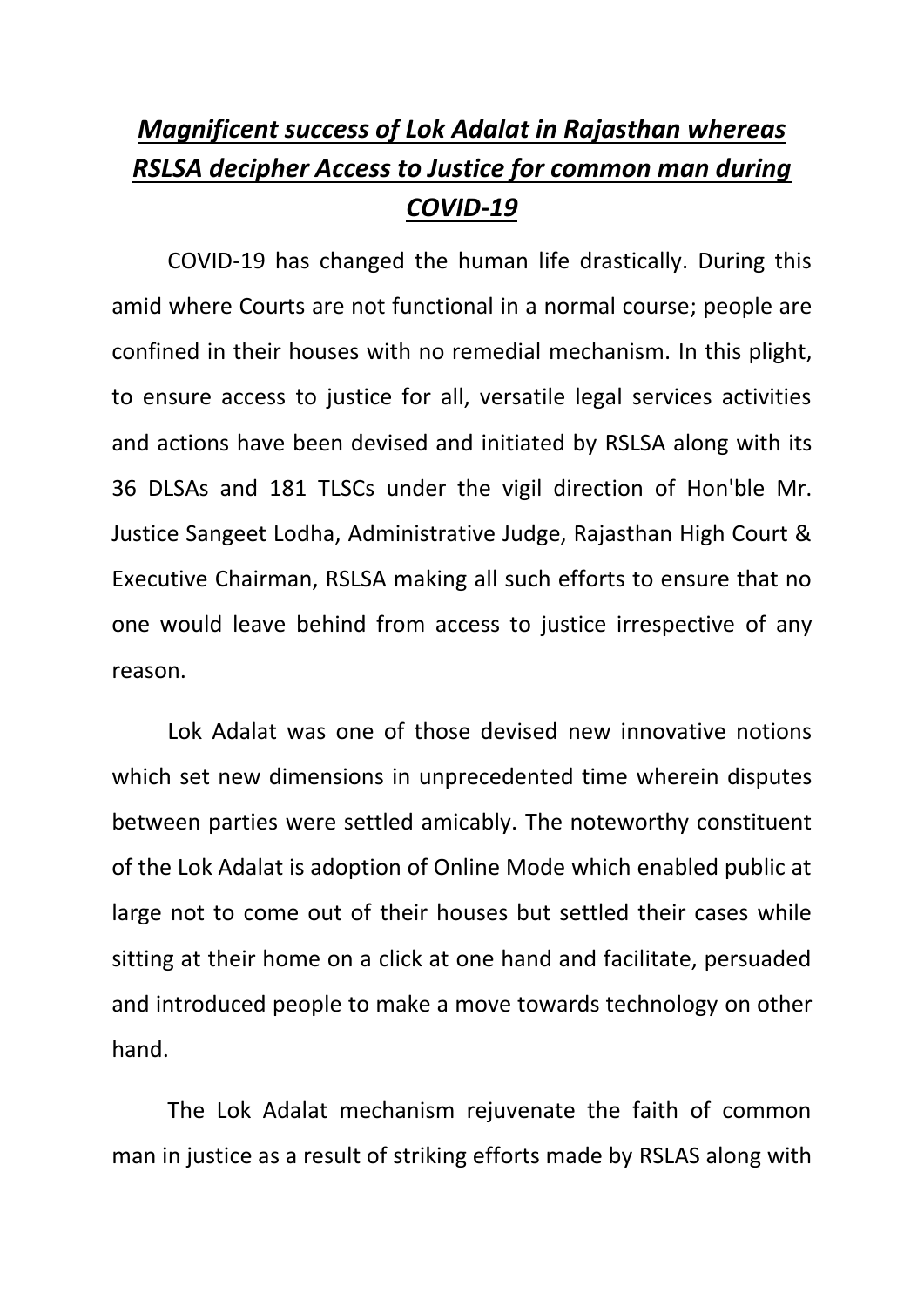# ***Magnificent success of Lok Adalat in Rajasthan whereas RSLSA decipher Access to Justice for common man during COVID-19***

COVID-19 has changed the human life drastically. During this amid where Courts are not functional in a normal course; people are confined in their houses with no remedial mechanism. In this plight, to ensure access to justice for all, versatile legal services activities and actions have been devised and initiated by RSLSA along with its 36 DLSAs and 181 TLSCs under the vigil direction of Hon'ble Mr. Justice Sangeet Lodha, Administrative Judge, Rajasthan High Court & Executive Chairman, RSLSA making all such efforts to ensure that no one would leave behind from access to justice irrespective of any reason.

Lok Adalat was one of those devised new innovative notions which set new dimensions in unprecedented time wherein disputes between parties were settled amicably. The noteworthy constituent of the Lok Adalat is adoption of Online Mode which enabled public at large not to come out of their houses but settled their cases while sitting at their home on a click at one hand and facilitate, persuaded and introduced people to make a move towards technology on other hand.

The Lok Adalat mechanism rejuvenate the faith of common man in justice as a result of striking efforts made by RSLAS along with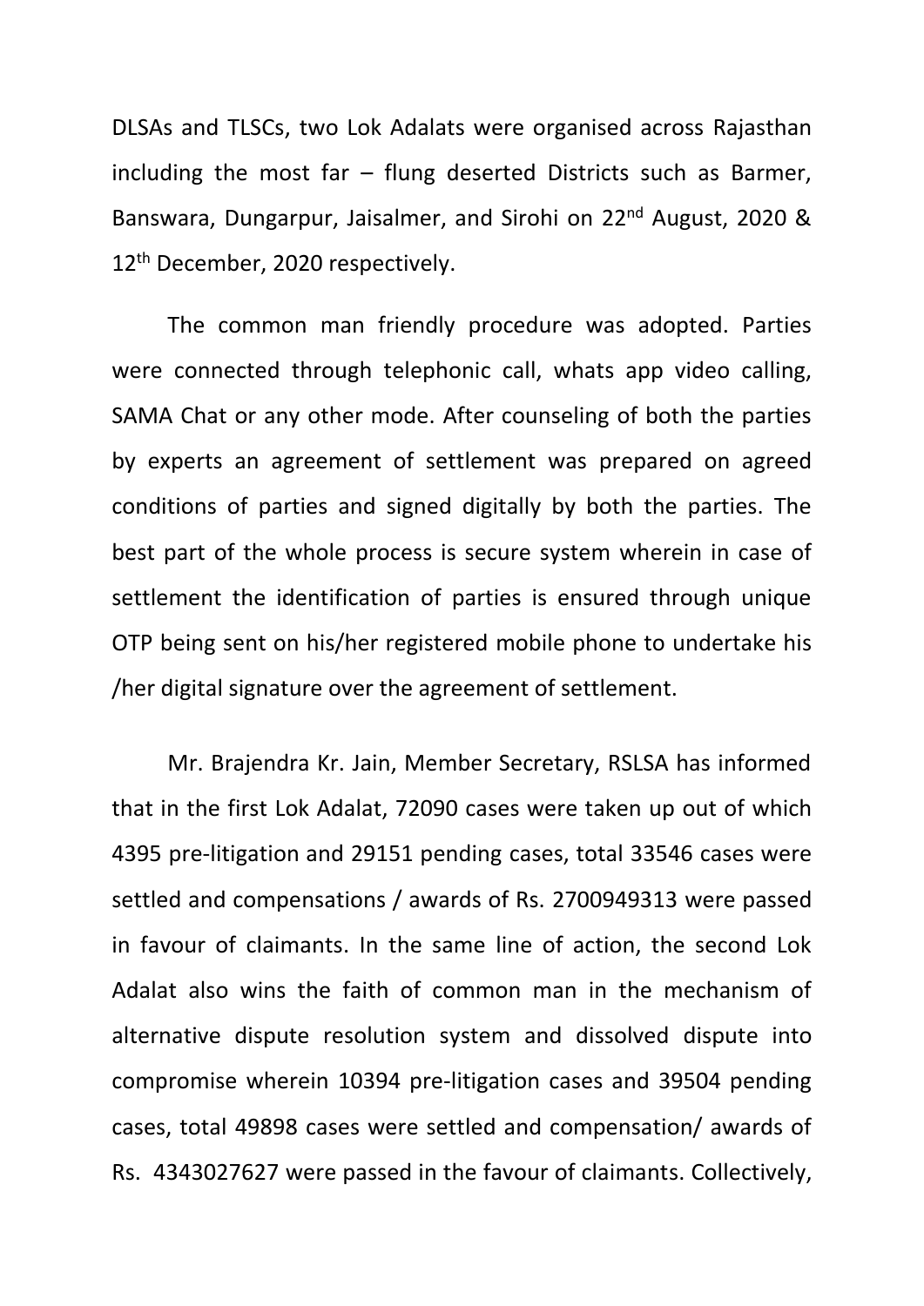DLSAs and TLSCs, two Lok Adalats were organised across Rajasthan including the most far – flung deserted Districts such as Barmer, Banswara, Dungarpur, Jaisalmer, and Sirohi on 22nd August, 2020 & 12th December, 2020 respectively.

The common man friendly procedure was adopted. Parties were connected through telephonic call, whats app video calling, SAMA Chat or any other mode. After counseling of both the parties by experts an agreement of settlement was prepared on agreed conditions of parties and signed digitally by both the parties. The best part of the whole process is secure system wherein in case of settlement the identification of parties is ensured through unique OTP being sent on his/her registered mobile phone to undertake his /her digital signature over the agreement of settlement.

Mr. Brajendra Kr. Jain, Member Secretary, RSLSA has informed that in the first Lok Adalat, 72090 cases were taken up out of which 4395 pre-litigation and 29151 pending cases, total 33546 cases were settled and compensations / awards of Rs. 2700949313 were passed in favour of claimants. In the same line of action, the second Lok Adalat also wins the faith of common man in the mechanism of alternative dispute resolution system and dissolved dispute into compromise wherein 10394 pre-litigation cases and 39504 pending cases, total 49898 cases were settled and compensation/ awards of Rs. 4343027627 were passed in the favour of claimants. Collectively,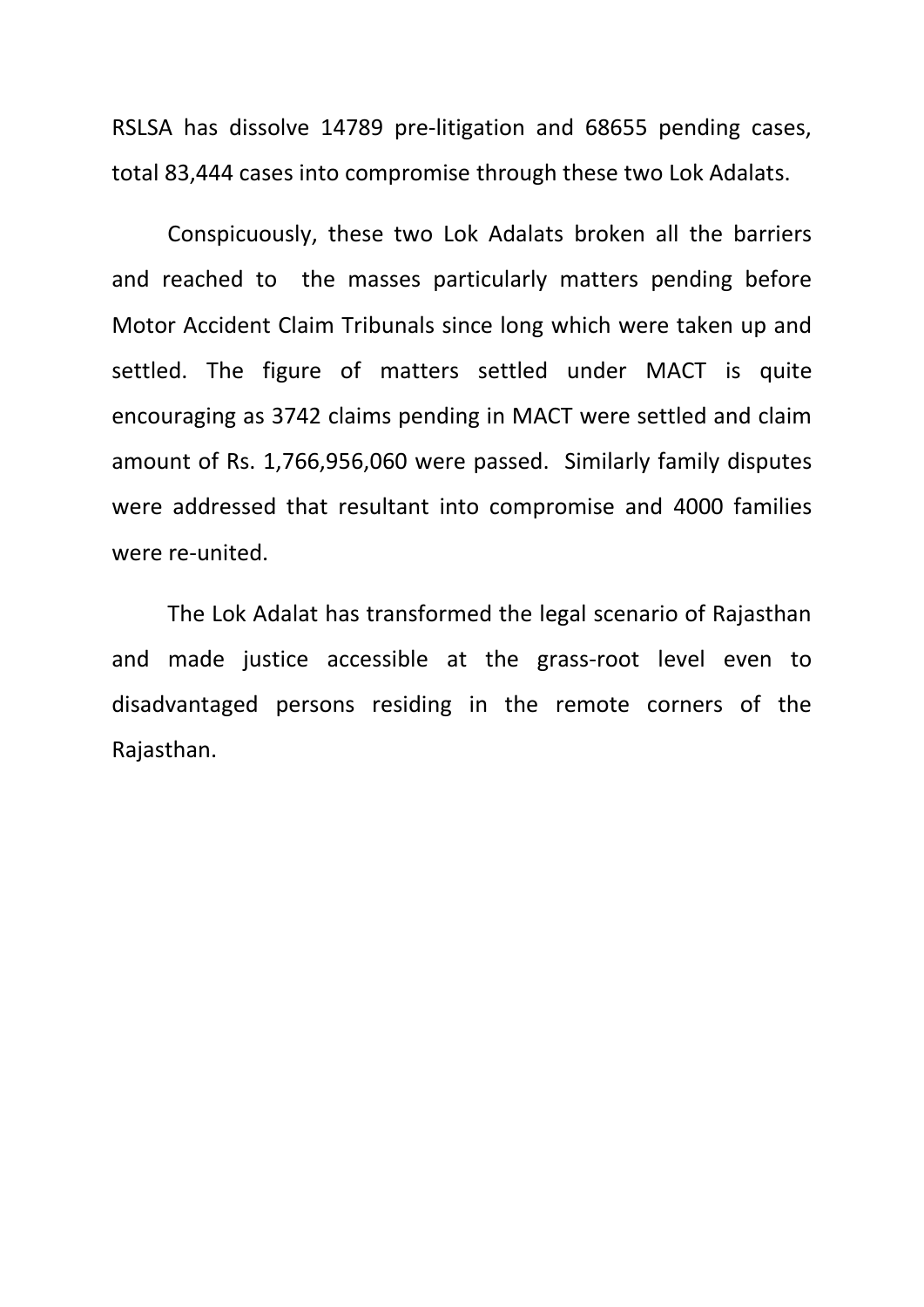RSLSA has dissolve 14789 pre-litigation and 68655 pending cases, total 83,444 cases into compromise through these two Lok Adalats.

Conspicuously, these two Lok Adalats broken all the barriers and reached to the masses particularly matters pending before Motor Accident Claim Tribunals since long which were taken up and settled. The figure of matters settled under MACT is quite encouraging as 3742 claims pending in MACT were settled and claim amount of Rs. 1,766,956,060 were passed. Similarly family disputes were addressed that resultant into compromise and 4000 families were re-united.

The Lok Adalat has transformed the legal scenario of Rajasthan and made justice accessible at the grass-root level even to disadvantaged persons residing in the remote corners of the Rajasthan.